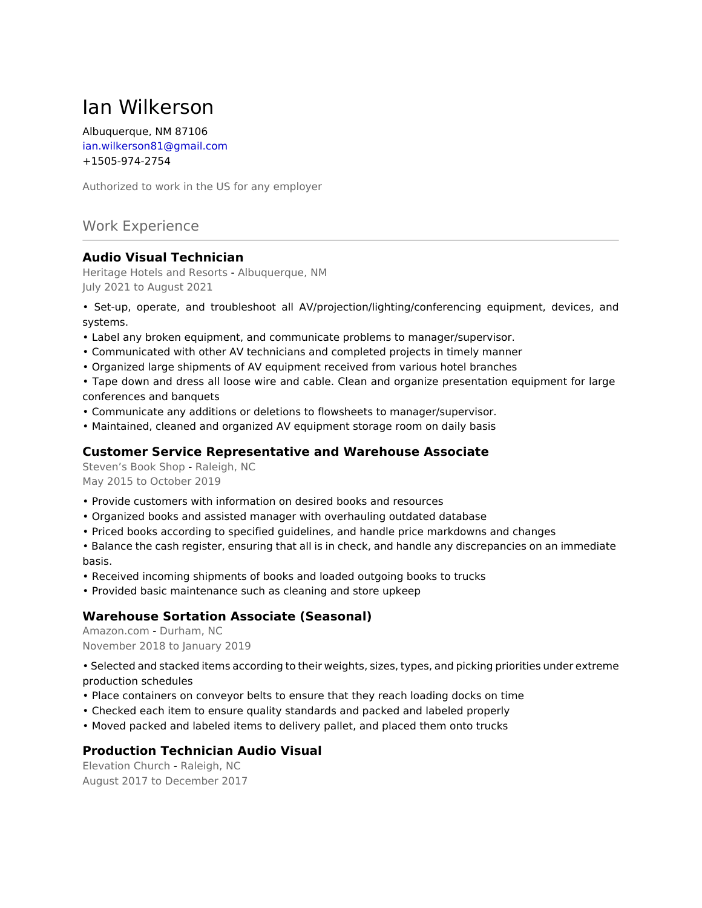# Ian Wilkerson

Albuquerque, NM 87106
ian.wilkerson81@gmail.com
+1505-974-2754

Authorized to work in the US for any employer

## Work Experience

### Audio Visual Technician

Heritage Hotels and Resorts - Albuquerque, NM
July 2021 to August 2021

• Set-up, operate, and troubleshoot all AV/projection/lighting/conferencing equipment, devices, and systems.
• Label any broken equipment, and communicate problems to manager/supervisor.
• Communicated with other AV technicians and completed projects in timely manner
• Organized large shipments of AV equipment received from various hotel branches
• Tape down and dress all loose wire and cable. Clean and organize presentation equipment for large conferences and banquets
• Communicate any additions or deletions to flowsheets to manager/supervisor.
• Maintained, cleaned and organized AV equipment storage room on daily basis

### Customer Service Representative and Warehouse Associate

Steven's Book Shop - Raleigh, NC
May 2015 to October 2019

• Provide customers with information on desired books and resources
• Organized books and assisted manager with overhauling outdated database
• Priced books according to specified guidelines, and handle price markdowns and changes
• Balance the cash register, ensuring that all is in check, and handle any discrepancies on an immediate basis.
• Received incoming shipments of books and loaded outgoing books to trucks
• Provided basic maintenance such as cleaning and store upkeep

### Warehouse Sortation Associate (Seasonal)

Amazon.com - Durham, NC
November 2018 to January 2019

• Selected and stacked items according to their weights, sizes, types, and picking priorities under extreme production schedules
• Place containers on conveyor belts to ensure that they reach loading docks on time
• Checked each item to ensure quality standards and packed and labeled properly
• Moved packed and labeled items to delivery pallet, and placed them onto trucks

### Production Technician Audio Visual

Elevation Church - Raleigh, NC
August 2017 to December 2017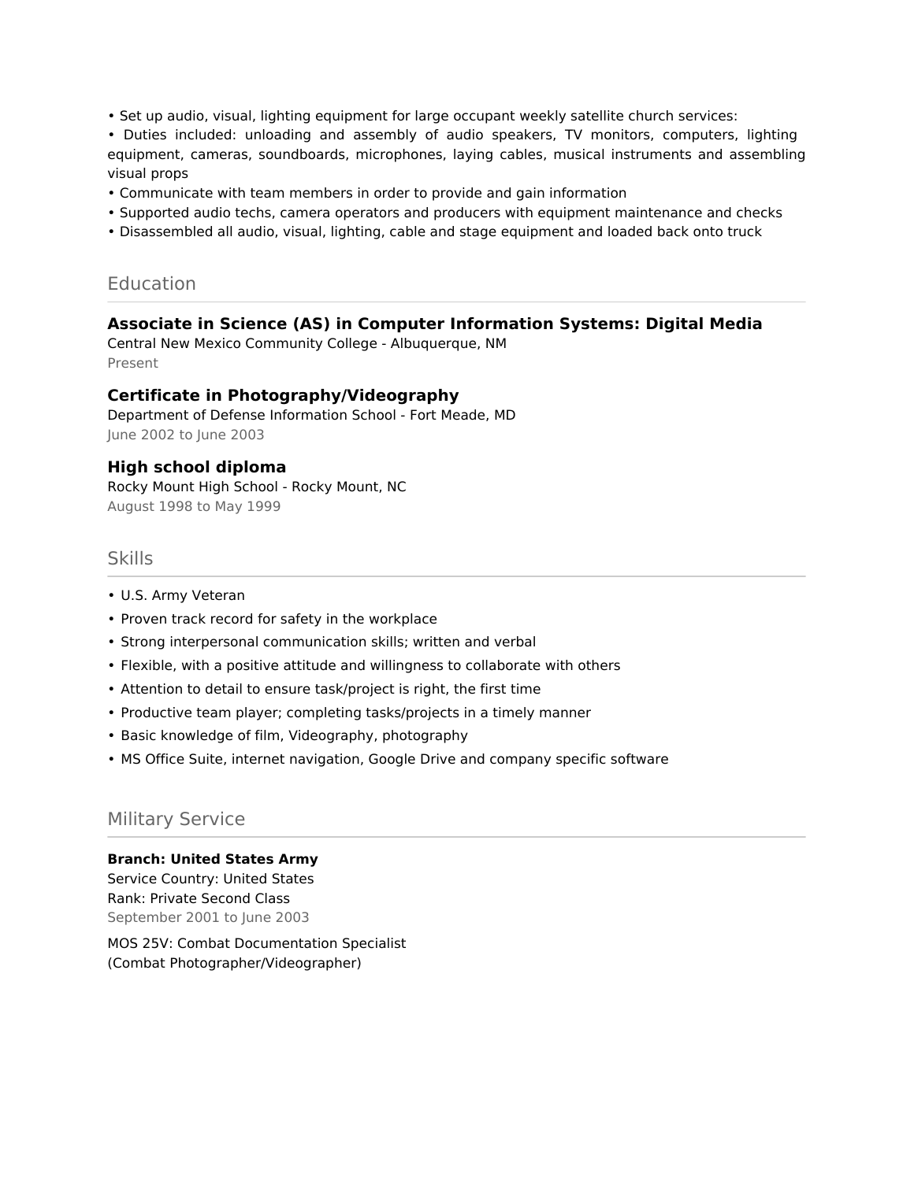- Set up audio, visual, lighting equipment for large occupant weekly satellite church services:
- Duties included: unloading and assembly of audio speakers, TV monitors, computers, lighting equipment, cameras, soundboards, microphones, laying cables, musical instruments and assembling visual props
- Communicate with team members in order to provide and gain information
- Supported audio techs, camera operators and producers with equipment maintenance and checks
- Disassembled all audio, visual, lighting, cable and stage equipment and loaded back onto truck

## Education

### Associate in Science (AS) in Computer Information Systems: Digital Media

Central New Mexico Community College - Albuquerque, NM
Present

### Certificate in Photography/Videography

Department of Defense Information School - Fort Meade, MD
June 2002 to June 2003

### High school diploma

Rocky Mount High School - Rocky Mount, NC
August 1998 to May 1999

## Skills

- U.S. Army Veteran
- Proven track record for safety in the workplace
- Strong interpersonal communication skills; written and verbal
- Flexible, with a positive attitude and willingness to collaborate with others
- Attention to detail to ensure task/project is right, the first time
- Productive team player; completing tasks/projects in a timely manner
- Basic knowledge of film, Videography, photography
- MS Office Suite, internet navigation, Google Drive and company specific software

## Military Service

**Branch: United States Army**
Service Country: United States
Rank: Private Second Class
September 2001 to June 2003

MOS 25V: Combat Documentation Specialist
(Combat Photographer/Videographer)